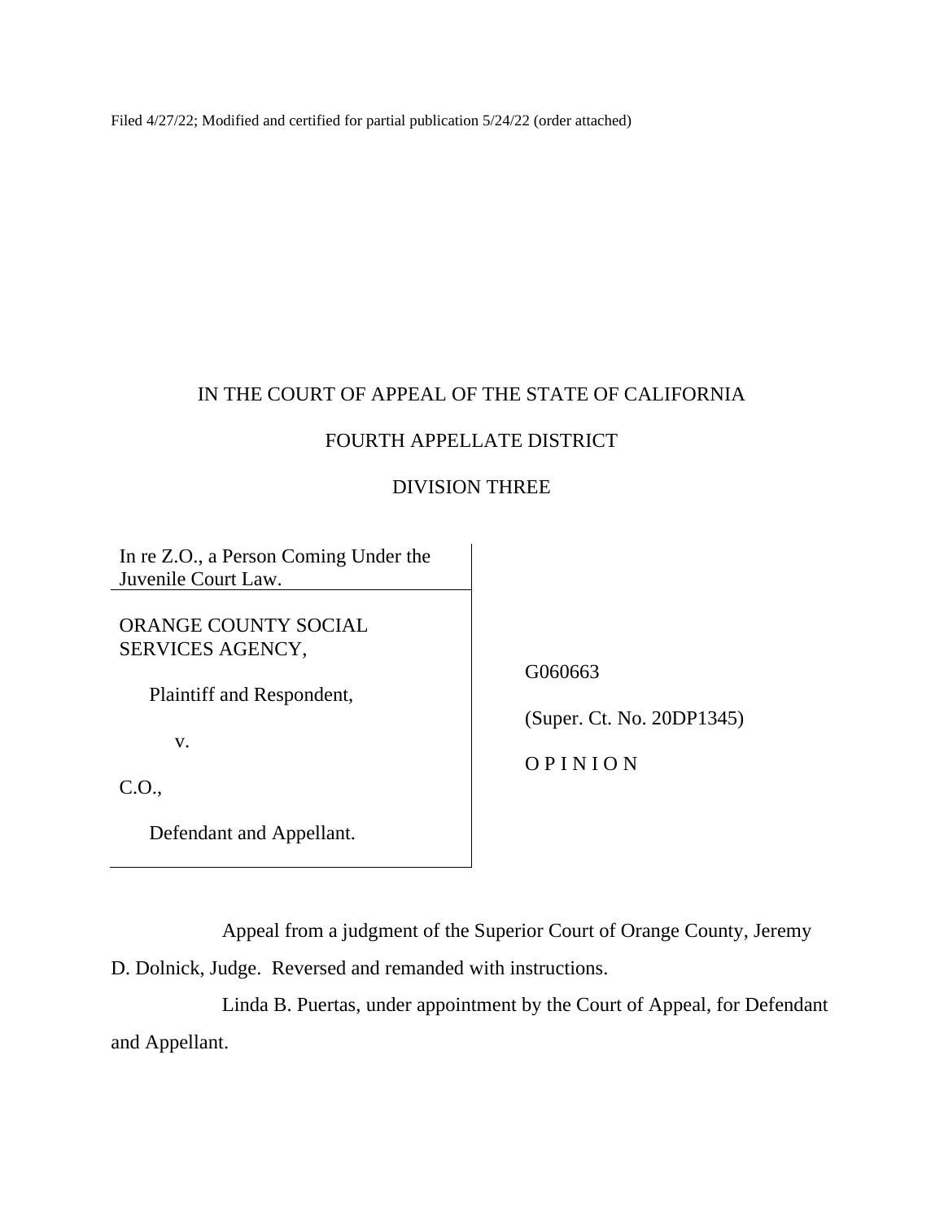Filed 4/27/22; Modified and certified for partial publication 5/24/22 (order attached)

IN THE COURT OF APPEAL OF THE STATE OF CALIFORNIA

FOURTH APPELLATE DISTRICT

DIVISION THREE

| In re Z.O., a Person Coming Under the Juvenile Court Law. | |
|---|---|
| ORANGE COUNTY SOCIAL SERVICES AGENCY,<br><br>Plaintiff and Respondent,<br><br>v.<br><br>C.O.,<br><br>Defendant and Appellant. | G060663<br><br>(Super. Ct. No. 20DP1345)<br><br>O P I N I O N |

Appeal from a judgment of the Superior Court of Orange County, Jeremy D. Dolnick, Judge. Reversed and remanded with instructions.

Linda B. Puertas, under appointment by the Court of Appeal, for Defendant and Appellant.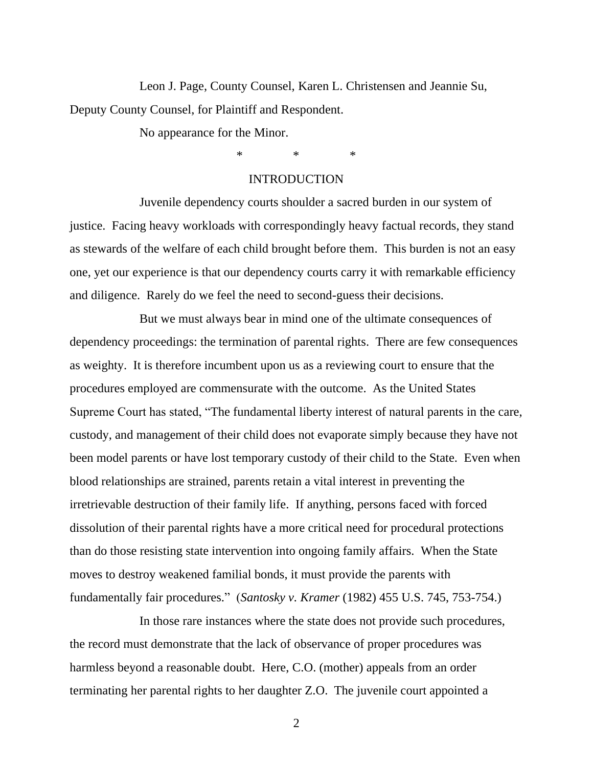Leon J. Page, County Counsel, Karen L. Christensen and Jeannie Su, Deputy County Counsel, for Plaintiff and Respondent.

No appearance for the Minor.

\* \* \*

## INTRODUCTION

Juvenile dependency courts shoulder a sacred burden in our system of justice. Facing heavy workloads with correspondingly heavy factual records, they stand as stewards of the welfare of each child brought before them. This burden is not an easy one, yet our experience is that our dependency courts carry it with remarkable efficiency and diligence. Rarely do we feel the need to second-guess their decisions.

But we must always bear in mind one of the ultimate consequences of dependency proceedings: the termination of parental rights. There are few consequences as weighty. It is therefore incumbent upon us as a reviewing court to ensure that the procedures employed are commensurate with the outcome. As the United States Supreme Court has stated, "The fundamental liberty interest of natural parents in the care, custody, and management of their child does not evaporate simply because they have not been model parents or have lost temporary custody of their child to the State. Even when blood relationships are strained, parents retain a vital interest in preventing the irretrievable destruction of their family life. If anything, persons faced with forced dissolution of their parental rights have a more critical need for procedural protections than do those resisting state intervention into ongoing family affairs. When the State moves to destroy weakened familial bonds, it must provide the parents with fundamentally fair procedures." (*Santosky v. Kramer* (1982) 455 U.S. 745, 753-754.)

In those rare instances where the state does not provide such procedures, the record must demonstrate that the lack of observance of proper procedures was harmless beyond a reasonable doubt. Here, C.O. (mother) appeals from an order terminating her parental rights to her daughter Z.O. The juvenile court appointed a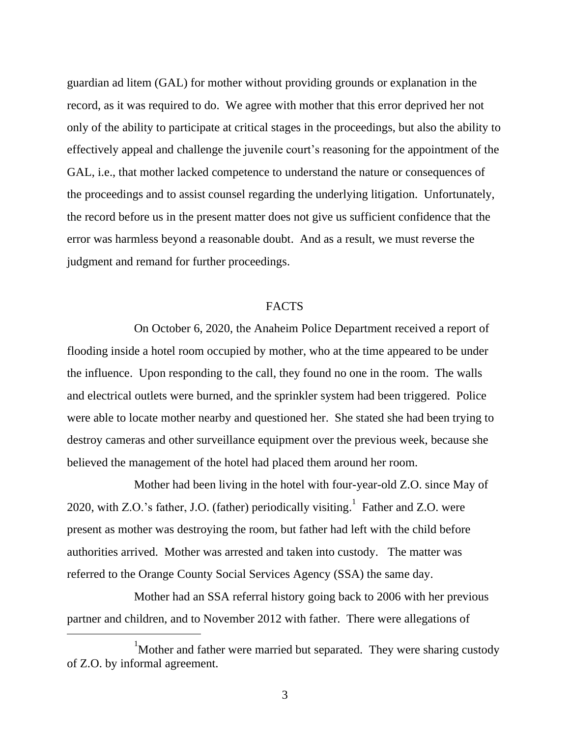guardian ad litem (GAL) for mother without providing grounds or explanation in the record, as it was required to do. We agree with mother that this error deprived her not only of the ability to participate at critical stages in the proceedings, but also the ability to effectively appeal and challenge the juvenile court's reasoning for the appointment of the GAL, i.e., that mother lacked competence to understand the nature or consequences of the proceedings and to assist counsel regarding the underlying litigation. Unfortunately, the record before us in the present matter does not give us sufficient confidence that the error was harmless beyond a reasonable doubt. And as a result, we must reverse the judgment and remand for further proceedings.

## FACTS

On October 6, 2020, the Anaheim Police Department received a report of flooding inside a hotel room occupied by mother, who at the time appeared to be under the influence. Upon responding to the call, they found no one in the room. The walls and electrical outlets were burned, and the sprinkler system had been triggered. Police were able to locate mother nearby and questioned her. She stated she had been trying to destroy cameras and other surveillance equipment over the previous week, because she believed the management of the hotel had placed them around her room.

Mother had been living in the hotel with four-year-old Z.O. since May of 2020, with Z.O.'s father, J.O. (father) periodically visiting.[1] Father and Z.O. were present as mother was destroying the room, but father had left with the child before authorities arrived. Mother was arrested and taken into custody. The matter was referred to the Orange County Social Services Agency (SSA) the same day.

Mother had an SSA referral history going back to 2006 with her previous partner and children, and to November 2012 with father. There were allegations of

[1] Mother and father were married but separated. They were sharing custody of Z.O. by informal agreement.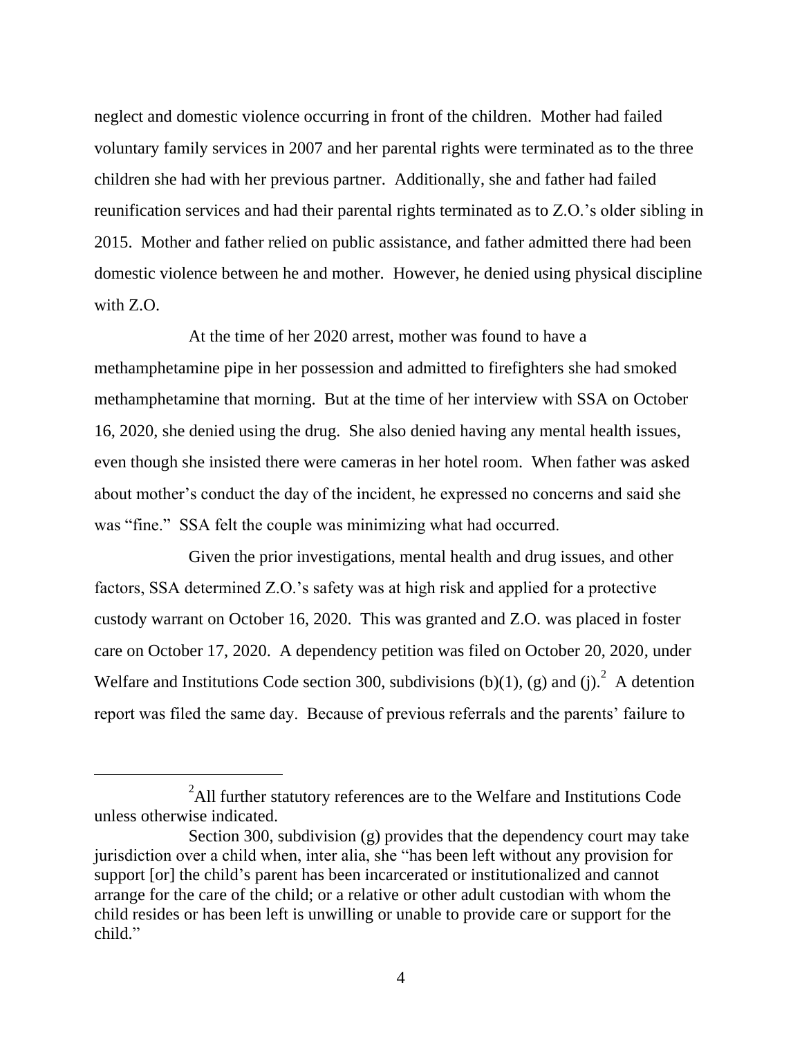neglect and domestic violence occurring in front of the children. Mother had failed voluntary family services in 2007 and her parental rights were terminated as to the three children she had with her previous partner. Additionally, she and father had failed reunification services and had their parental rights terminated as to Z.O.'s older sibling in 2015. Mother and father relied on public assistance, and father admitted there had been domestic violence between he and mother. However, he denied using physical discipline with Z.O.

At the time of her 2020 arrest, mother was found to have a methamphetamine pipe in her possession and admitted to firefighters she had smoked methamphetamine that morning. But at the time of her interview with SSA on October 16, 2020, she denied using the drug. She also denied having any mental health issues, even though she insisted there were cameras in her hotel room. When father was asked about mother's conduct the day of the incident, he expressed no concerns and said she was "fine." SSA felt the couple was minimizing what had occurred.

Given the prior investigations, mental health and drug issues, and other factors, SSA determined Z.O.'s safety was at high risk and applied for a protective custody warrant on October 16, 2020. This was granted and Z.O. was placed in foster care on October 17, 2020. A dependency petition was filed on October 20, 2020, under Welfare and Institutions Code section 300, subdivisions (b)(1), (g) and (j).[2] A detention report was filed the same day. Because of previous referrals and the parents' failure to

---

[2] All further statutory references are to the Welfare and Institutions Code unless otherwise indicated.

Section 300, subdivision (g) provides that the dependency court may take jurisdiction over a child when, inter alia, she "has been left without any provision for support [or] the child's parent has been incarcerated or institutionalized and cannot arrange for the care of the child; or a relative or other adult custodian with whom the child resides or has been left is unwilling or unable to provide care or support for the child."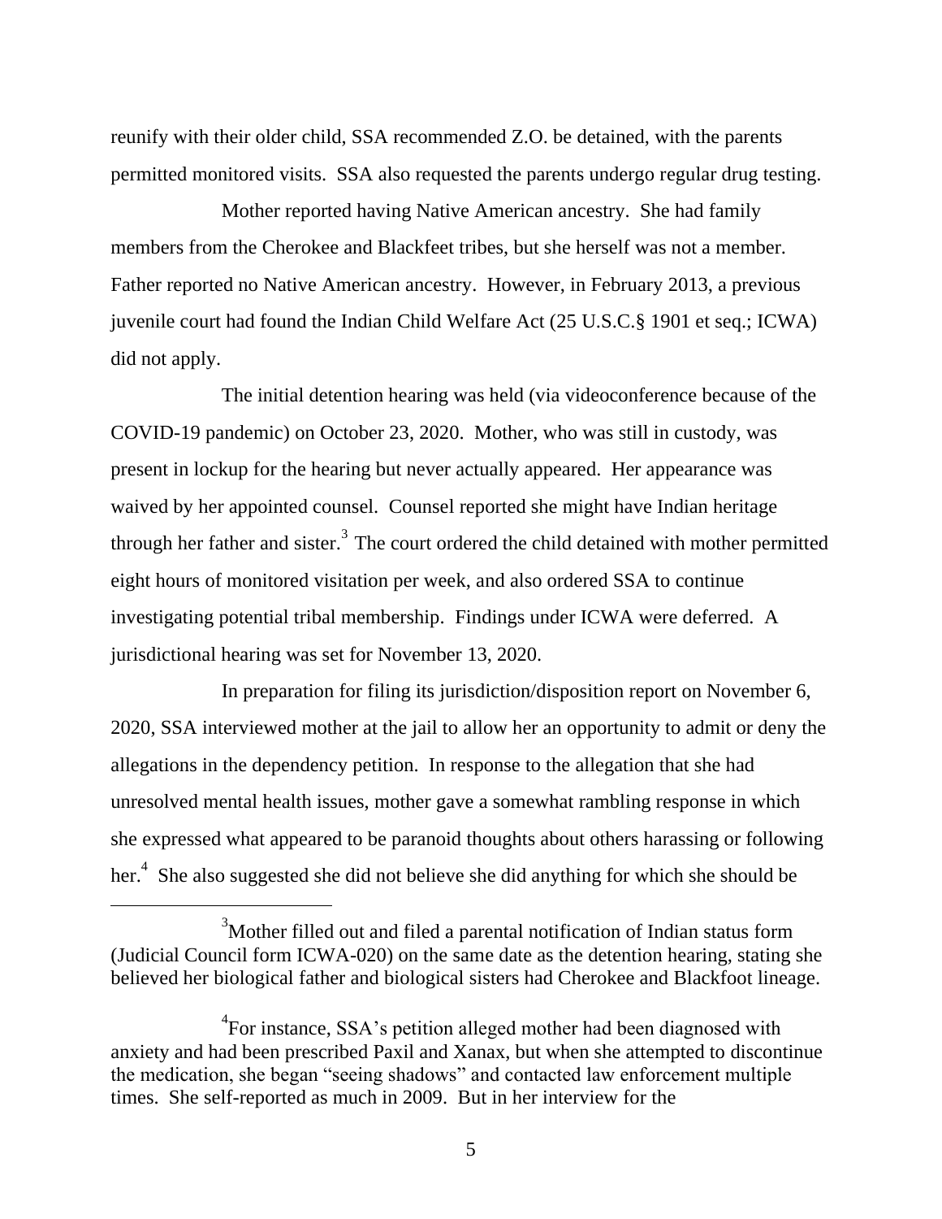reunify with their older child, SSA recommended Z.O. be detained, with the parents permitted monitored visits. SSA also requested the parents undergo regular drug testing.

Mother reported having Native American ancestry. She had family members from the Cherokee and Blackfeet tribes, but she herself was not a member. Father reported no Native American ancestry. However, in February 2013, a previous juvenile court had found the Indian Child Welfare Act (25 U.S.C.§ 1901 et seq.; ICWA) did not apply.

The initial detention hearing was held (via videoconference because of the COVID-19 pandemic) on October 23, 2020. Mother, who was still in custody, was present in lockup for the hearing but never actually appeared. Her appearance was waived by her appointed counsel. Counsel reported she might have Indian heritage through her father and sister.[3] The court ordered the child detained with mother permitted eight hours of monitored visitation per week, and also ordered SSA to continue investigating potential tribal membership. Findings under ICWA were deferred. A jurisdictional hearing was set for November 13, 2020.

In preparation for filing its jurisdiction/disposition report on November 6, 2020, SSA interviewed mother at the jail to allow her an opportunity to admit or deny the allegations in the dependency petition. In response to the allegation that she had unresolved mental health issues, mother gave a somewhat rambling response in which she expressed what appeared to be paranoid thoughts about others harassing or following her.[4] She also suggested she did not believe she did anything for which she should be

---

[3]Mother filled out and filed a parental notification of Indian status form (Judicial Council form ICWA-020) on the same date as the detention hearing, stating she believed her biological father and biological sisters had Cherokee and Blackfoot lineage.

[4]For instance, SSA's petition alleged mother had been diagnosed with anxiety and had been prescribed Paxil and Xanax, but when she attempted to discontinue the medication, she began "seeing shadows" and contacted law enforcement multiple times. She self-reported as much in 2009. But in her interview for the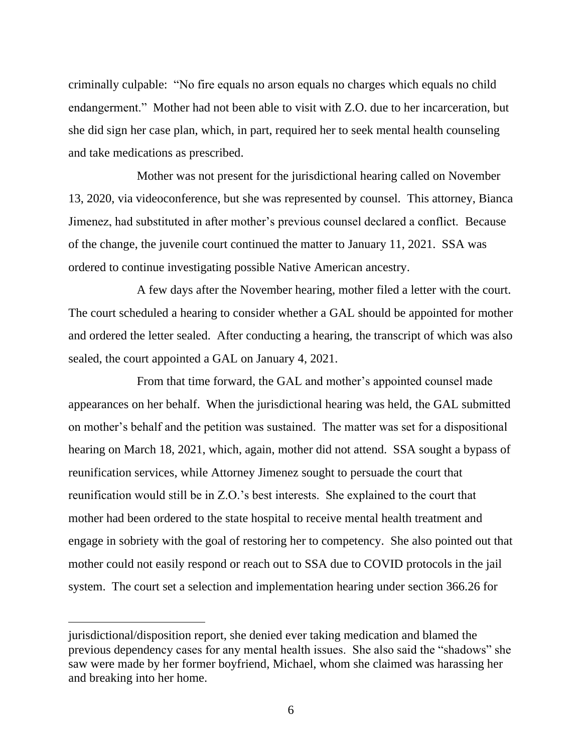criminally culpable: "No fire equals no arson equals no charges which equals no child endangerment." Mother had not been able to visit with Z.O. due to her incarceration, but she did sign her case plan, which, in part, required her to seek mental health counseling and take medications as prescribed.

Mother was not present for the jurisdictional hearing called on November 13, 2020, via videoconference, but she was represented by counsel. This attorney, Bianca Jimenez, had substituted in after mother's previous counsel declared a conflict. Because of the change, the juvenile court continued the matter to January 11, 2021. SSA was ordered to continue investigating possible Native American ancestry.

A few days after the November hearing, mother filed a letter with the court. The court scheduled a hearing to consider whether a GAL should be appointed for mother and ordered the letter sealed. After conducting a hearing, the transcript of which was also sealed, the court appointed a GAL on January 4, 2021.

From that time forward, the GAL and mother's appointed counsel made appearances on her behalf. When the jurisdictional hearing was held, the GAL submitted on mother's behalf and the petition was sustained. The matter was set for a dispositional hearing on March 18, 2021, which, again, mother did not attend. SSA sought a bypass of reunification services, while Attorney Jimenez sought to persuade the court that reunification would still be in Z.O.'s best interests. She explained to the court that mother had been ordered to the state hospital to receive mental health treatment and engage in sobriety with the goal of restoring her to competency. She also pointed out that mother could not easily respond or reach out to SSA due to COVID protocols in the jail system. The court set a selection and implementation hearing under section 366.26 for

---

jurisdictional/disposition report, she denied ever taking medication and blamed the previous dependency cases for any mental health issues. She also said the "shadows" she saw were made by her former boyfriend, Michael, whom she claimed was harassing her and breaking into her home.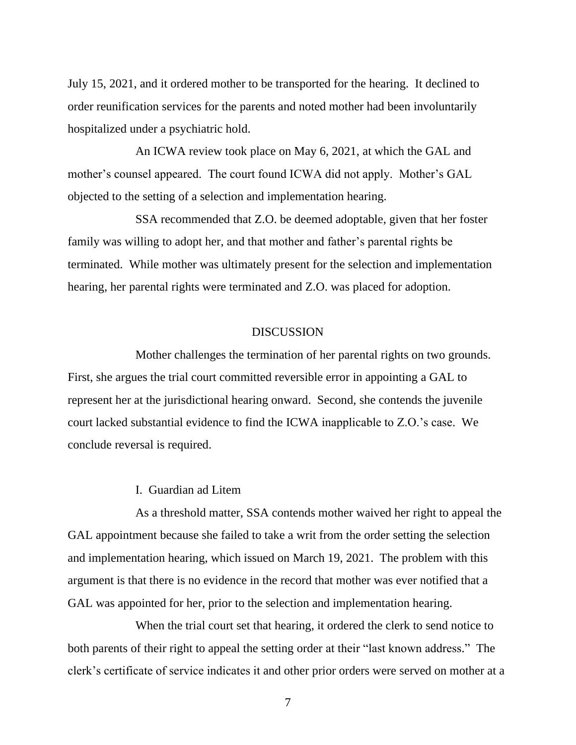July 15, 2021, and it ordered mother to be transported for the hearing. It declined to order reunification services for the parents and noted mother had been involuntarily hospitalized under a psychiatric hold.

An ICWA review took place on May 6, 2021, at which the GAL and mother's counsel appeared. The court found ICWA did not apply. Mother's GAL objected to the setting of a selection and implementation hearing.

SSA recommended that Z.O. be deemed adoptable, given that her foster family was willing to adopt her, and that mother and father's parental rights be terminated. While mother was ultimately present for the selection and implementation hearing, her parental rights were terminated and Z.O. was placed for adoption.

## DISCUSSION

Mother challenges the termination of her parental rights on two grounds. First, she argues the trial court committed reversible error in appointing a GAL to represent her at the jurisdictional hearing onward. Second, she contends the juvenile court lacked substantial evidence to find the ICWA inapplicable to Z.O.'s case. We conclude reversal is required.

### I. Guardian ad Litem

As a threshold matter, SSA contends mother waived her right to appeal the GAL appointment because she failed to take a writ from the order setting the selection and implementation hearing, which issued on March 19, 2021. The problem with this argument is that there is no evidence in the record that mother was ever notified that a GAL was appointed for her, prior to the selection and implementation hearing.

When the trial court set that hearing, it ordered the clerk to send notice to both parents of their right to appeal the setting order at their "last known address." The clerk's certificate of service indicates it and other prior orders were served on mother at a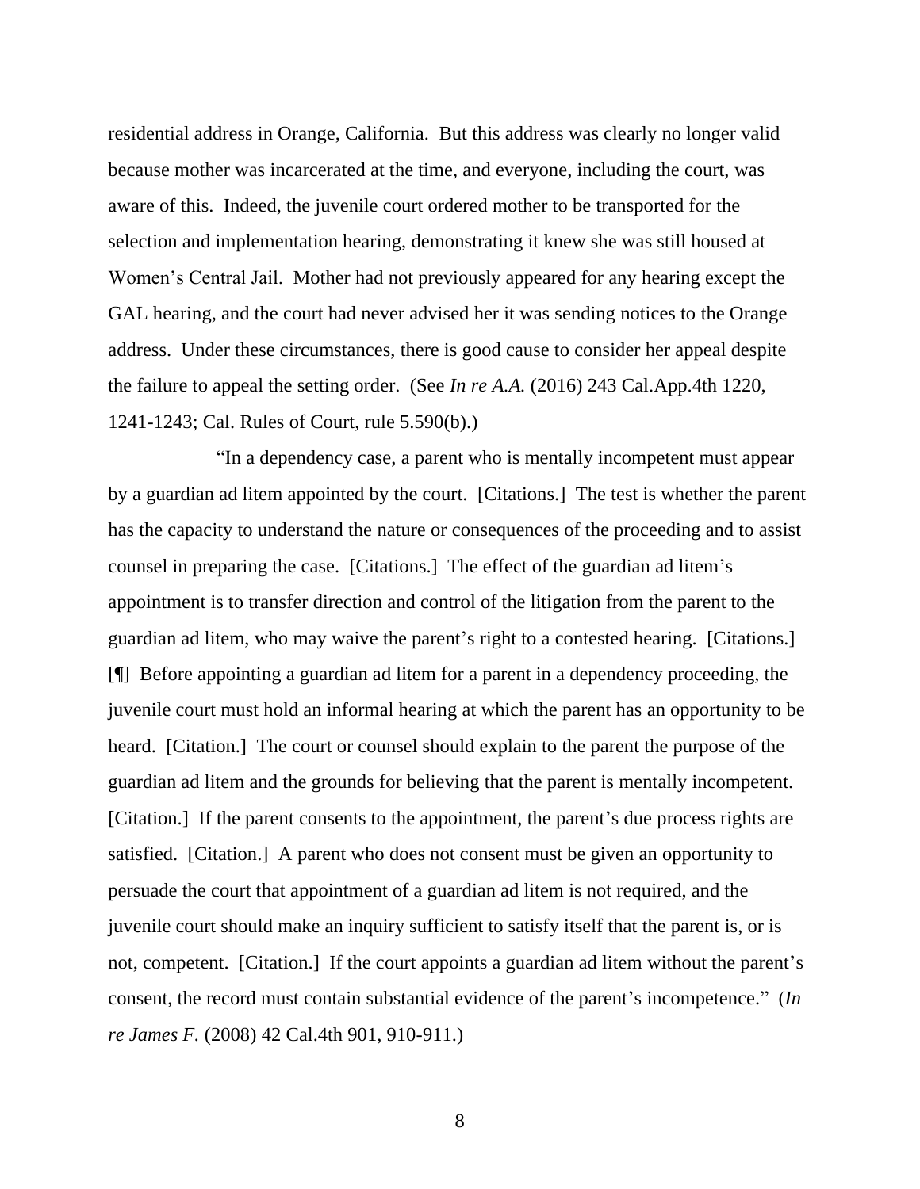residential address in Orange, California. But this address was clearly no longer valid because mother was incarcerated at the time, and everyone, including the court, was aware of this. Indeed, the juvenile court ordered mother to be transported for the selection and implementation hearing, demonstrating it knew she was still housed at Women's Central Jail. Mother had not previously appeared for any hearing except the GAL hearing, and the court had never advised her it was sending notices to the Orange address. Under these circumstances, there is good cause to consider her appeal despite the failure to appeal the setting order. (See *In re A.A.* (2016) 243 Cal.App.4th 1220, 1241-1243; Cal. Rules of Court, rule 5.590(b).)

"In a dependency case, a parent who is mentally incompetent must appear by a guardian ad litem appointed by the court. [Citations.] The test is whether the parent has the capacity to understand the nature or consequences of the proceeding and to assist counsel in preparing the case. [Citations.] The effect of the guardian ad litem's appointment is to transfer direction and control of the litigation from the parent to the guardian ad litem, who may waive the parent's right to a contested hearing. [Citations.] [¶] Before appointing a guardian ad litem for a parent in a dependency proceeding, the juvenile court must hold an informal hearing at which the parent has an opportunity to be heard. [Citation.] The court or counsel should explain to the parent the purpose of the guardian ad litem and the grounds for believing that the parent is mentally incompetent. [Citation.] If the parent consents to the appointment, the parent's due process rights are satisfied. [Citation.] A parent who does not consent must be given an opportunity to persuade the court that appointment of a guardian ad litem is not required, and the juvenile court should make an inquiry sufficient to satisfy itself that the parent is, or is not, competent. [Citation.] If the court appoints a guardian ad litem without the parent's consent, the record must contain substantial evidence of the parent's incompetence." (*In re James F.* (2008) 42 Cal.4th 901, 910-911.)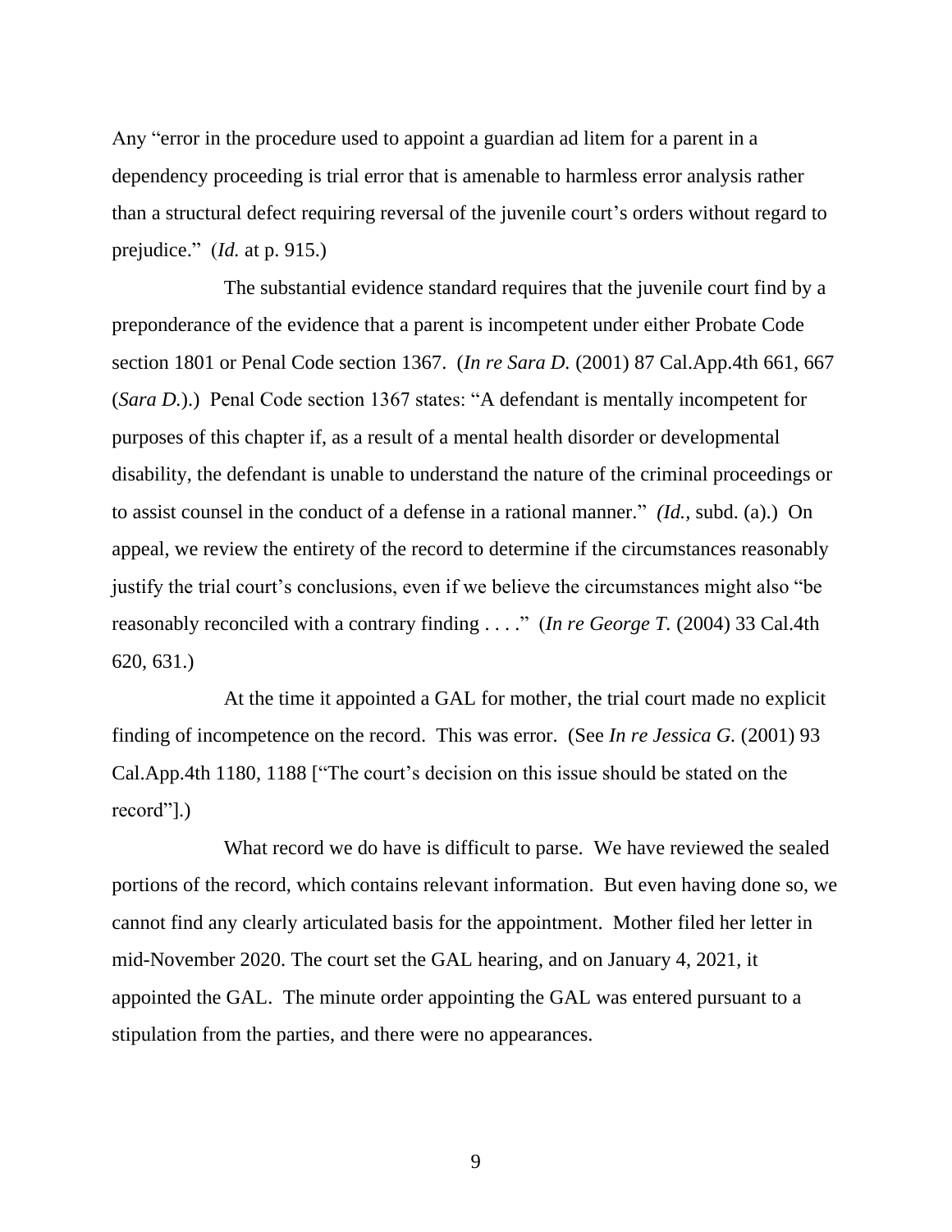Any "error in the procedure used to appoint a guardian ad litem for a parent in a dependency proceeding is trial error that is amenable to harmless error analysis rather than a structural defect requiring reversal of the juvenile court's orders without regard to prejudice." (*Id.* at p. 915.)

The substantial evidence standard requires that the juvenile court find by a preponderance of the evidence that a parent is incompetent under either Probate Code section 1801 or Penal Code section 1367. (*In re Sara D.* (2001) 87 Cal.App.4th 661, 667 (*Sara D.*).) Penal Code section 1367 states: "A defendant is mentally incompetent for purposes of this chapter if, as a result of a mental health disorder or developmental disability, the defendant is unable to understand the nature of the criminal proceedings or to assist counsel in the conduct of a defense in a rational manner." *(Id.*, subd. (a).) On appeal, we review the entirety of the record to determine if the circumstances reasonably justify the trial court's conclusions, even if we believe the circumstances might also "be reasonably reconciled with a contrary finding . . . ." (*In re George T.* (2004) 33 Cal.4th 620, 631.)

At the time it appointed a GAL for mother, the trial court made no explicit finding of incompetence on the record. This was error. (See *In re Jessica G.* (2001) 93 Cal.App.4th 1180, 1188 ["The court's decision on this issue should be stated on the record"].)

What record we do have is difficult to parse. We have reviewed the sealed portions of the record, which contains relevant information. But even having done so, we cannot find any clearly articulated basis for the appointment. Mother filed her letter in mid-November 2020. The court set the GAL hearing, and on January 4, 2021, it appointed the GAL. The minute order appointing the GAL was entered pursuant to a stipulation from the parties, and there were no appearances.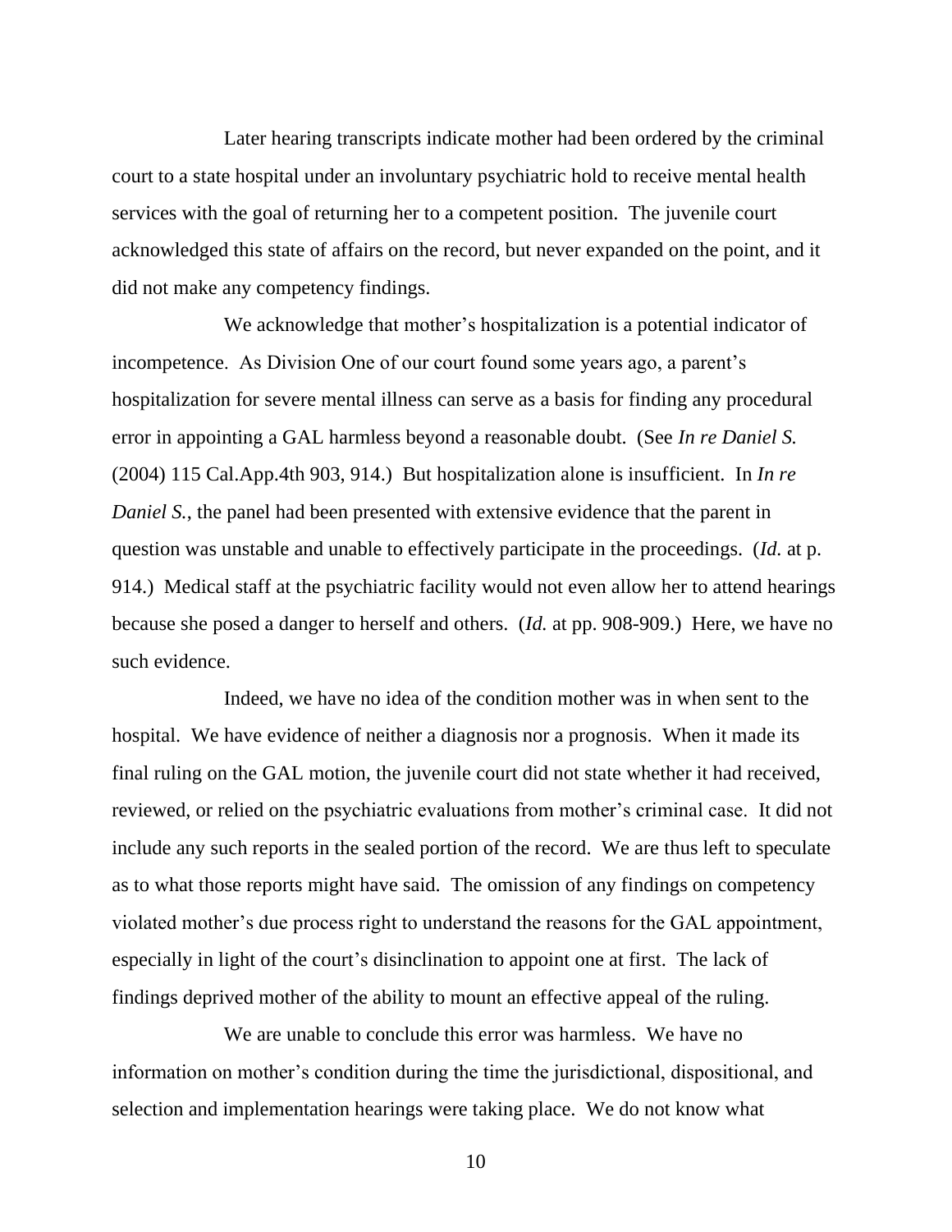Later hearing transcripts indicate mother had been ordered by the criminal court to a state hospital under an involuntary psychiatric hold to receive mental health services with the goal of returning her to a competent position. The juvenile court acknowledged this state of affairs on the record, but never expanded on the point, and it did not make any competency findings.

We acknowledge that mother's hospitalization is a potential indicator of incompetence. As Division One of our court found some years ago, a parent's hospitalization for severe mental illness can serve as a basis for finding any procedural error in appointing a GAL harmless beyond a reasonable doubt. (See *In re Daniel S.* (2004) 115 Cal.App.4th 903, 914.) But hospitalization alone is insufficient. In *In re Daniel S.*, the panel had been presented with extensive evidence that the parent in question was unstable and unable to effectively participate in the proceedings. (*Id.* at p. 914.) Medical staff at the psychiatric facility would not even allow her to attend hearings because she posed a danger to herself and others. (*Id.* at pp. 908-909.) Here, we have no such evidence.

Indeed, we have no idea of the condition mother was in when sent to the hospital. We have evidence of neither a diagnosis nor a prognosis. When it made its final ruling on the GAL motion, the juvenile court did not state whether it had received, reviewed, or relied on the psychiatric evaluations from mother's criminal case. It did not include any such reports in the sealed portion of the record. We are thus left to speculate as to what those reports might have said. The omission of any findings on competency violated mother's due process right to understand the reasons for the GAL appointment, especially in light of the court's disinclination to appoint one at first. The lack of findings deprived mother of the ability to mount an effective appeal of the ruling.

We are unable to conclude this error was harmless. We have no information on mother's condition during the time the jurisdictional, dispositional, and selection and implementation hearings were taking place. We do not know what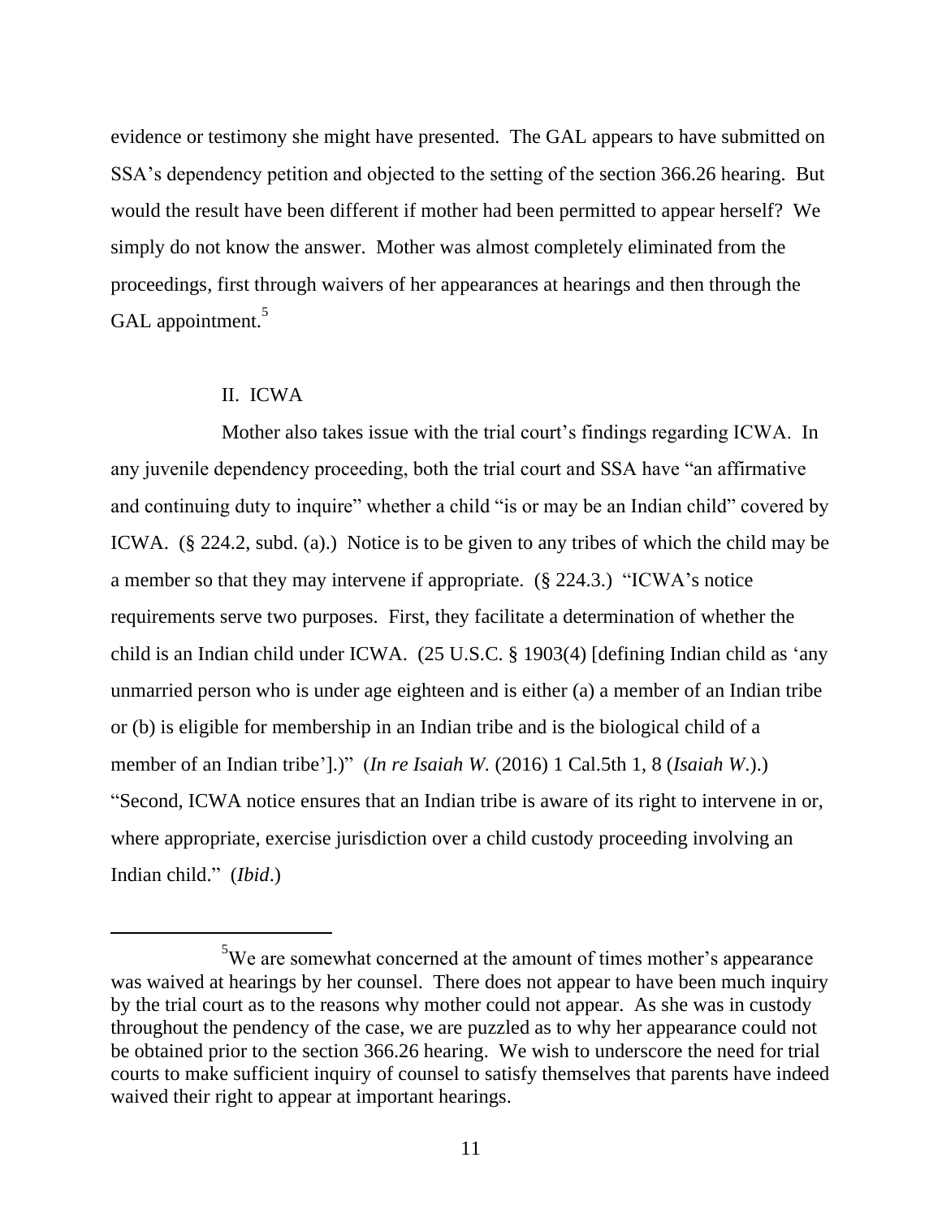evidence or testimony she might have presented. The GAL appears to have submitted on SSA's dependency petition and objected to the setting of the section 366.26 hearing. But would the result have been different if mother had been permitted to appear herself? We simply do not know the answer. Mother was almost completely eliminated from the proceedings, first through waivers of her appearances at hearings and then through the GAL appointment.[5]

## II. ICWA

Mother also takes issue with the trial court's findings regarding ICWA. In any juvenile dependency proceeding, both the trial court and SSA have "an affirmative and continuing duty to inquire" whether a child "is or may be an Indian child" covered by ICWA. (§ 224.2, subd. (a).) Notice is to be given to any tribes of which the child may be a member so that they may intervene if appropriate. (§ 224.3.) "ICWA's notice requirements serve two purposes. First, they facilitate a determination of whether the child is an Indian child under ICWA. (25 U.S.C. § 1903(4) [defining Indian child as 'any unmarried person who is under age eighteen and is either (a) a member of an Indian tribe or (b) is eligible for membership in an Indian tribe and is the biological child of a member of an Indian tribe'].)" (*In re Isaiah W.* (2016) 1 Cal.5th 1, 8 (*Isaiah W.*).) "Second, ICWA notice ensures that an Indian tribe is aware of its right to intervene in or, where appropriate, exercise jurisdiction over a child custody proceeding involving an Indian child." (*Ibid*.)

---

[5] We are somewhat concerned at the amount of times mother's appearance was waived at hearings by her counsel. There does not appear to have been much inquiry by the trial court as to the reasons why mother could not appear. As she was in custody throughout the pendency of the case, we are puzzled as to why her appearance could not be obtained prior to the section 366.26 hearing. We wish to underscore the need for trial courts to make sufficient inquiry of counsel to satisfy themselves that parents have indeed waived their right to appear at important hearings.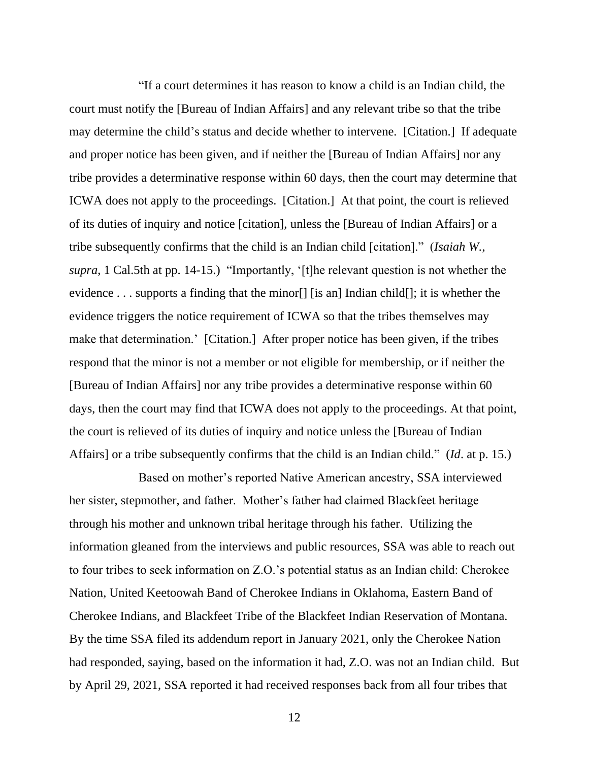"If a court determines it has reason to know a child is an Indian child, the court must notify the [Bureau of Indian Affairs] and any relevant tribe so that the tribe may determine the child's status and decide whether to intervene. [Citation.] If adequate and proper notice has been given, and if neither the [Bureau of Indian Affairs] nor any tribe provides a determinative response within 60 days, then the court may determine that ICWA does not apply to the proceedings. [Citation.] At that point, the court is relieved of its duties of inquiry and notice [citation], unless the [Bureau of Indian Affairs] or a tribe subsequently confirms that the child is an Indian child [citation]." (*Isaiah W.*, *supra*, 1 Cal.5th at pp. 14-15.) "Importantly, '[t]he relevant question is not whether the evidence . . . supports a finding that the minor[] [is an] Indian child[]; it is whether the evidence triggers the notice requirement of ICWA so that the tribes themselves may make that determination.' [Citation.] After proper notice has been given, if the tribes respond that the minor is not a member or not eligible for membership, or if neither the [Bureau of Indian Affairs] nor any tribe provides a determinative response within 60 days, then the court may find that ICWA does not apply to the proceedings. At that point, the court is relieved of its duties of inquiry and notice unless the [Bureau of Indian Affairs] or a tribe subsequently confirms that the child is an Indian child." (*Id*. at p. 15.)

Based on mother's reported Native American ancestry, SSA interviewed her sister, stepmother, and father. Mother's father had claimed Blackfeet heritage through his mother and unknown tribal heritage through his father. Utilizing the information gleaned from the interviews and public resources, SSA was able to reach out to four tribes to seek information on Z.O.'s potential status as an Indian child: Cherokee Nation, United Keetoowah Band of Cherokee Indians in Oklahoma, Eastern Band of Cherokee Indians, and Blackfeet Tribe of the Blackfeet Indian Reservation of Montana. By the time SSA filed its addendum report in January 2021, only the Cherokee Nation had responded, saying, based on the information it had, Z.O. was not an Indian child. But by April 29, 2021, SSA reported it had received responses back from all four tribes that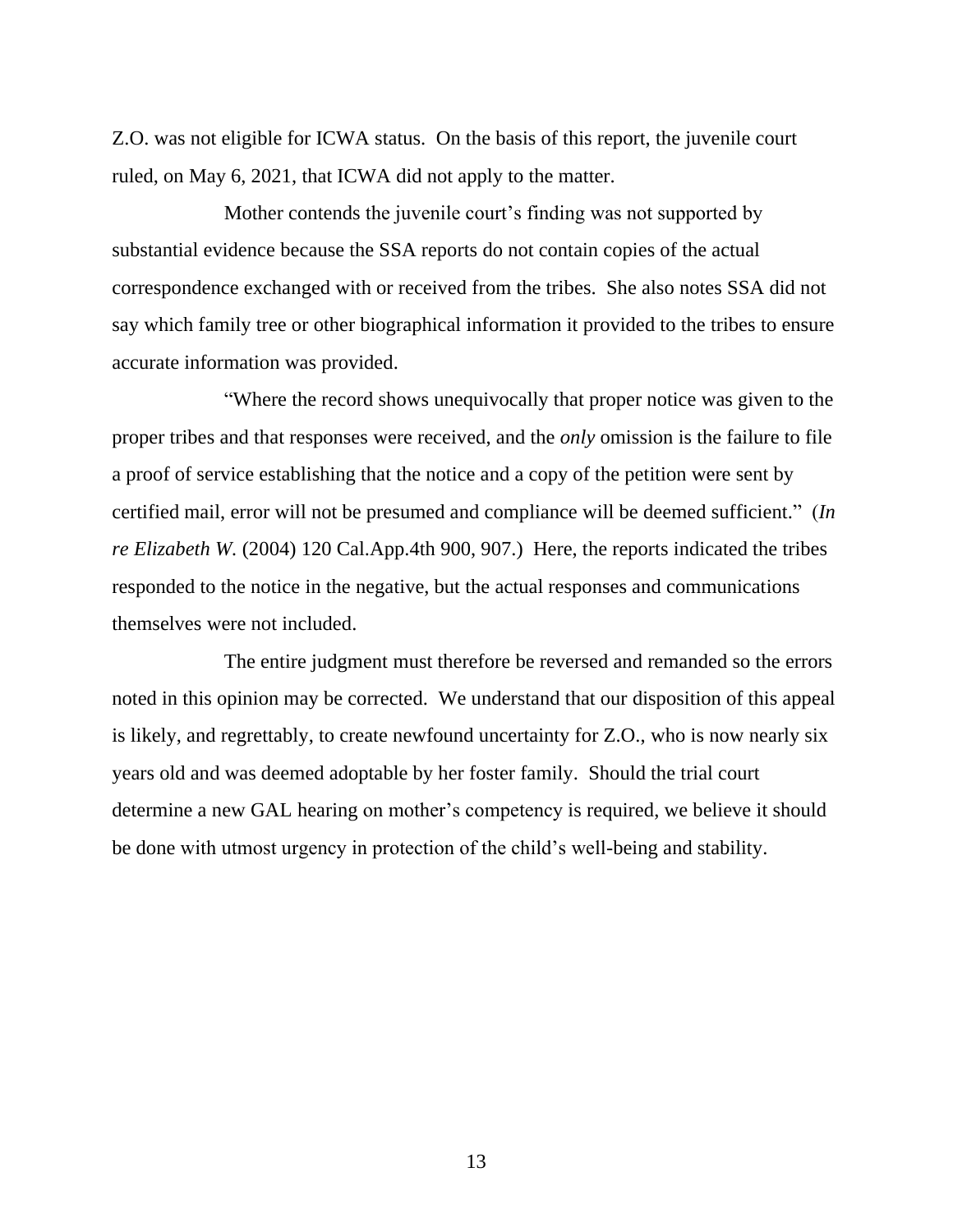Z.O. was not eligible for ICWA status. On the basis of this report, the juvenile court ruled, on May 6, 2021, that ICWA did not apply to the matter.

Mother contends the juvenile court's finding was not supported by substantial evidence because the SSA reports do not contain copies of the actual correspondence exchanged with or received from the tribes. She also notes SSA did not say which family tree or other biographical information it provided to the tribes to ensure accurate information was provided.

"Where the record shows unequivocally that proper notice was given to the proper tribes and that responses were received, and the *only* omission is the failure to file a proof of service establishing that the notice and a copy of the petition were sent by certified mail, error will not be presumed and compliance will be deemed sufficient." (*In re Elizabeth W.* (2004) 120 Cal.App.4th 900, 907.) Here, the reports indicated the tribes responded to the notice in the negative, but the actual responses and communications themselves were not included.

The entire judgment must therefore be reversed and remanded so the errors noted in this opinion may be corrected. We understand that our disposition of this appeal is likely, and regrettably, to create newfound uncertainty for Z.O., who is now nearly six years old and was deemed adoptable by her foster family. Should the trial court determine a new GAL hearing on mother's competency is required, we believe it should be done with utmost urgency in protection of the child's well-being and stability.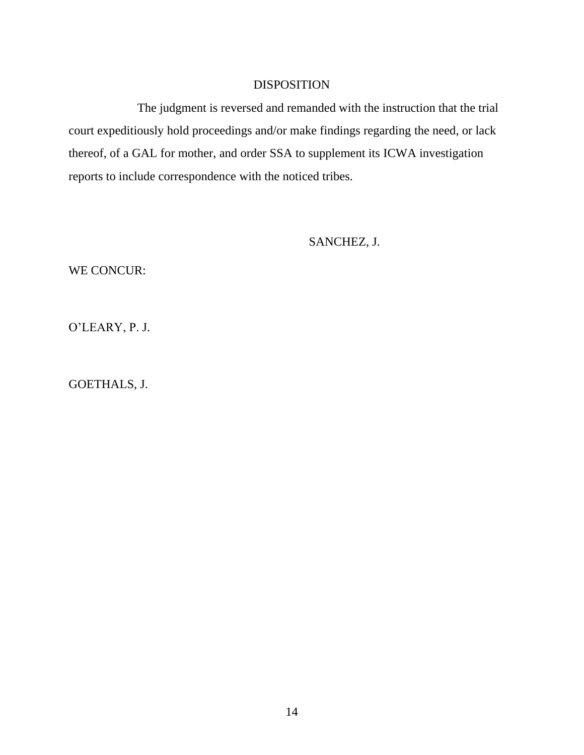## DISPOSITION

The judgment is reversed and remanded with the instruction that the trial court expeditiously hold proceedings and/or make findings regarding the need, or lack thereof, of a GAL for mother, and order SSA to supplement its ICWA investigation reports to include correspondence with the noticed tribes.

SANCHEZ, J.

WE CONCUR:

O'LEARY, P. J.

GOETHALS, J.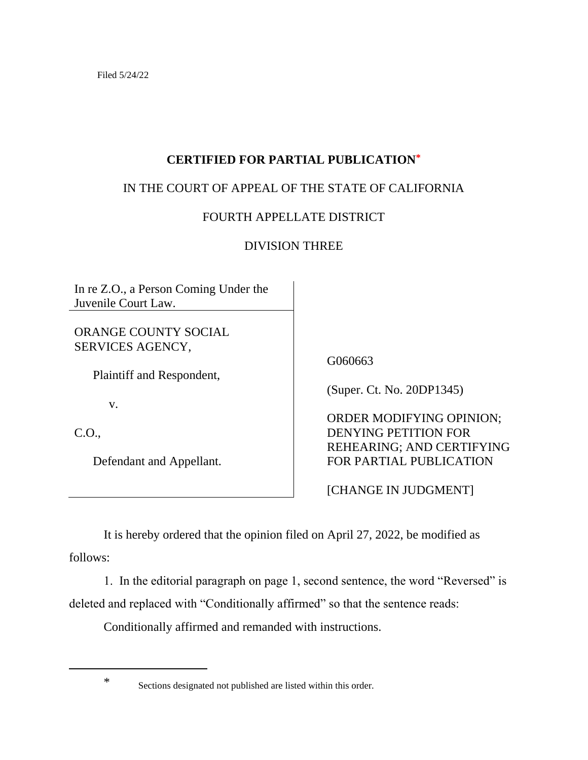Filed 5/24/22

**CERTIFIED FOR PARTIAL PUBLICATION***

IN THE COURT OF APPEAL OF THE STATE OF CALIFORNIA

FOURTH APPELLATE DISTRICT

DIVISION THREE

| | |
|---|---|
| In re Z.O., a Person Coming Under the Juvenile Court Law. | |
| ORANGE COUNTY SOCIAL SERVICES AGENCY,<br><br>Plaintiff and Respondent,<br><br>v.<br><br>C.O.,<br><br>Defendant and Appellant. | G060663<br><br>(Super. Ct. No. 20DP1345)<br><br>ORDER MODIFYING OPINION; DENYING PETITION FOR REHEARING; AND CERTIFYING FOR PARTIAL PUBLICATION<br><br>[CHANGE IN JUDGMENT] |

It is hereby ordered that the opinion filed on April 27, 2022, be modified as follows:

1. In the editorial paragraph on page 1, second sentence, the word "Reversed" is deleted and replaced with "Conditionally affirmed" so that the sentence reads:

Conditionally affirmed and remanded with instructions.

---

\* Sections designated not published are listed within this order.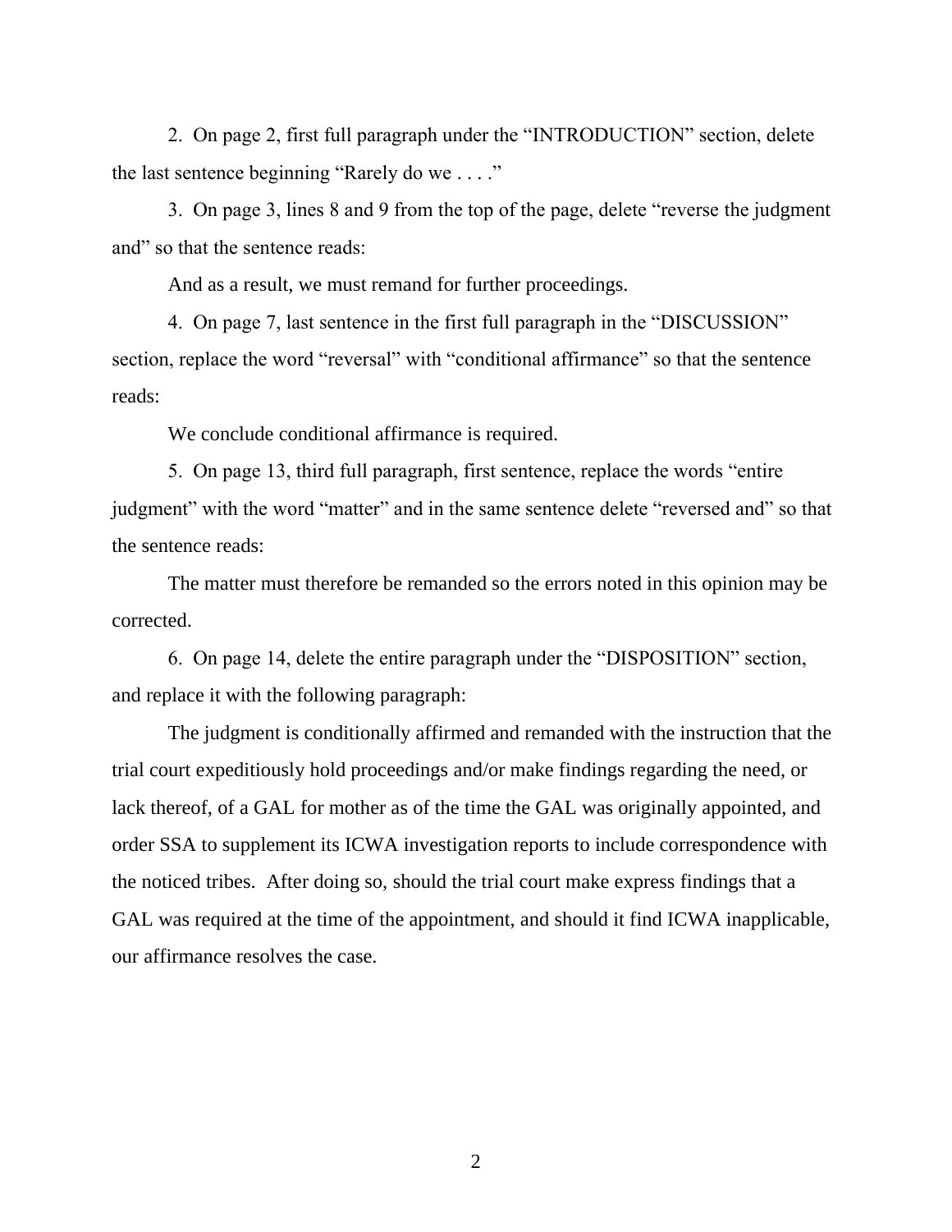2. On page 2, first full paragraph under the "INTRODUCTION" section, delete the last sentence beginning "Rarely do we . . . ."

3. On page 3, lines 8 and 9 from the top of the page, delete "reverse the judgment and" so that the sentence reads:

And as a result, we must remand for further proceedings.

4. On page 7, last sentence in the first full paragraph in the "DISCUSSION" section, replace the word "reversal" with "conditional affirmance" so that the sentence reads:

We conclude conditional affirmance is required.

5. On page 13, third full paragraph, first sentence, replace the words "entire judgment" with the word "matter" and in the same sentence delete "reversed and" so that the sentence reads:

The matter must therefore be remanded so the errors noted in this opinion may be corrected.

6. On page 14, delete the entire paragraph under the "DISPOSITION" section, and replace it with the following paragraph:

The judgment is conditionally affirmed and remanded with the instruction that the trial court expeditiously hold proceedings and/or make findings regarding the need, or lack thereof, of a GAL for mother as of the time the GAL was originally appointed, and order SSA to supplement its ICWA investigation reports to include correspondence with the noticed tribes. After doing so, should the trial court make express findings that a GAL was required at the time of the appointment, and should it find ICWA inapplicable, our affirmance resolves the case.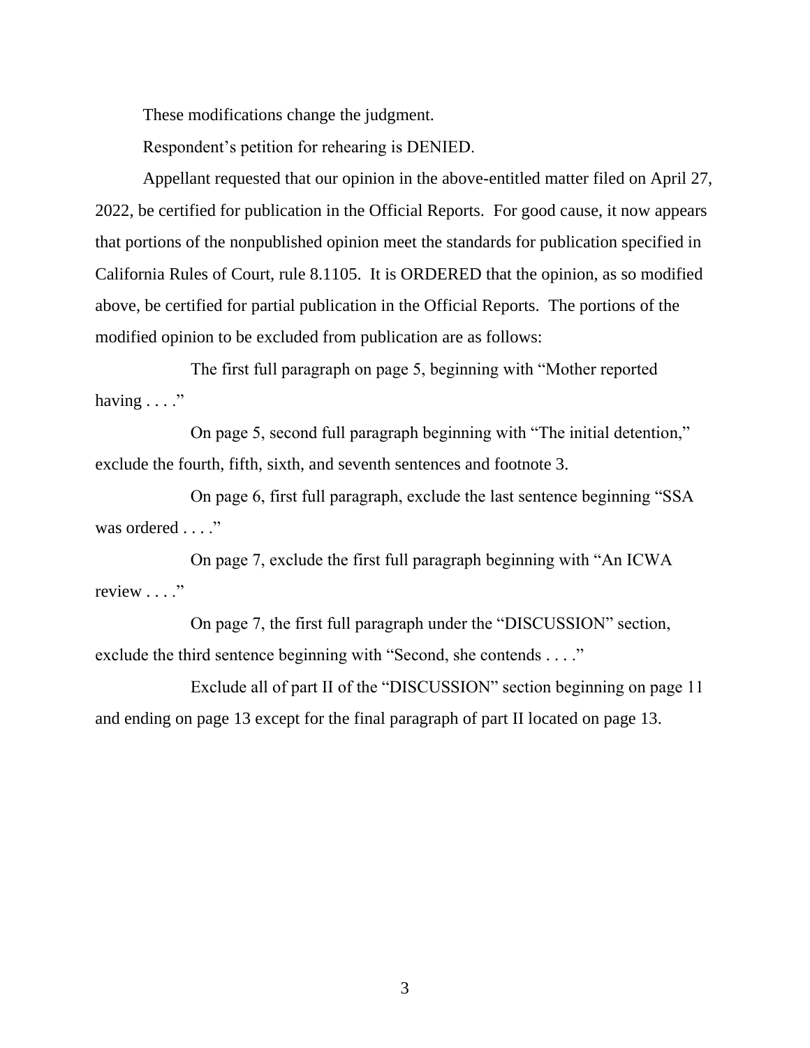These modifications change the judgment.

Respondent's petition for rehearing is DENIED.

Appellant requested that our opinion in the above-entitled matter filed on April 27, 2022, be certified for publication in the Official Reports. For good cause, it now appears that portions of the nonpublished opinion meet the standards for publication specified in California Rules of Court, rule 8.1105. It is ORDERED that the opinion, as so modified above, be certified for partial publication in the Official Reports. The portions of the modified opinion to be excluded from publication are as follows:

The first full paragraph on page 5, beginning with "Mother reported having . . . ."

On page 5, second full paragraph beginning with "The initial detention," exclude the fourth, fifth, sixth, and seventh sentences and footnote 3.

On page 6, first full paragraph, exclude the last sentence beginning "SSA was ordered . . . ."

On page 7, exclude the first full paragraph beginning with "An ICWA review . . . ."

On page 7, the first full paragraph under the "DISCUSSION" section, exclude the third sentence beginning with "Second, she contends . . . ."

Exclude all of part II of the "DISCUSSION" section beginning on page 11 and ending on page 13 except for the final paragraph of part II located on page 13.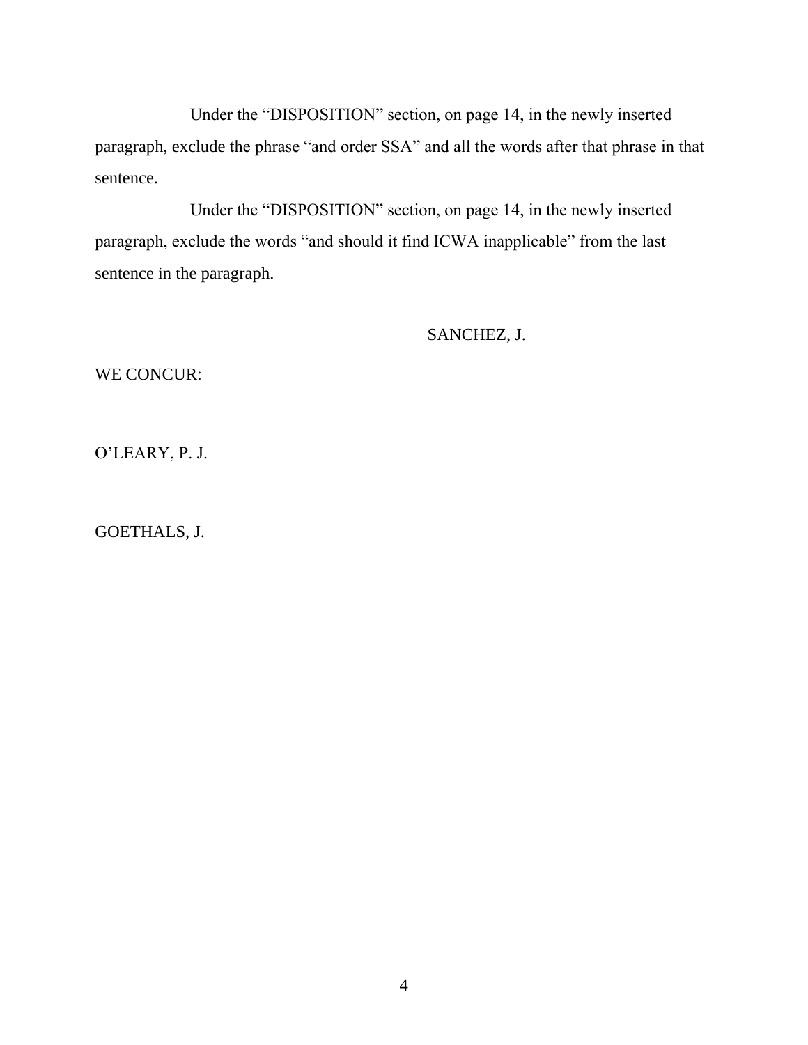Under the "DISPOSITION" section, on page 14, in the newly inserted paragraph, exclude the phrase "and order SSA" and all the words after that phrase in that sentence.

Under the "DISPOSITION" section, on page 14, in the newly inserted paragraph, exclude the words "and should it find ICWA inapplicable" from the last sentence in the paragraph.

SANCHEZ, J.

WE CONCUR:

O'LEARY, P. J.

GOETHALS, J.